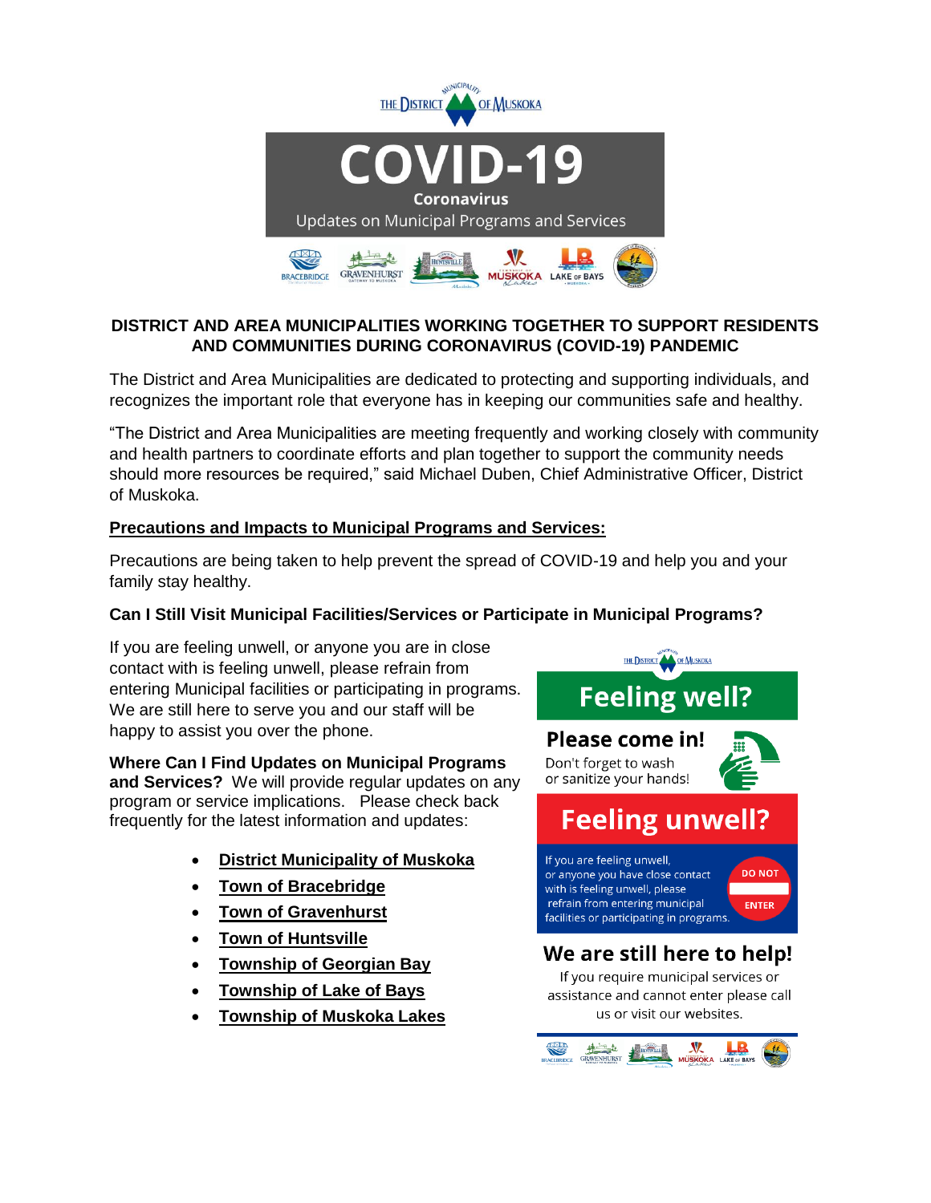THE DISTRICT MUNICIPALITY OF MUSKOKA

# COVID-19

## Coronavirus

Updates on Municipal Programs and Services

## DISTRICT AND AREA MUNICIPALITIES WORKING TOGETHER TO SUPPORT RESIDENTS AND COMMUNITIES DURING CORONAVIRUS (COVID-19) PANDEMIC

The District and Area Municipalities are dedicated to protecting and supporting individuals, and recognizes the important role that everyone has in keeping our communities safe and healthy.

“The District and Area Municipalities are meeting frequently and working closely with community and health partners to coordinate efforts and plan together to support the community needs should more resources be required,” said Michael Duben, Chief Administrative Officer, District of Muskoka.

### Precautions and Impacts to Municipal Programs and Services:

Precautions are being taken to help prevent the spread of COVID-19 and help you and your family stay healthy.

### Can I Still Visit Municipal Facilities/Services or Participate in Municipal Programs?

If you are feeling unwell, or anyone you are in close contact with is feeling unwell, please refrain from entering Municipal facilities or participating in programs. We are still here to serve you and our staff will be happy to assist you over the phone.

**Where Can I Find Updates on Municipal Programs and Services?** We will provide regular updates on any program or service implications. Please check back frequently for the latest information and updates:

- **District Municipality of Muskoka**
- **Town of Bracebridge**
- **Town of Gravenhurst**
- **Town of Huntsville**
- **Township of Georgian Bay**
- **Township of Lake of Bays**
- **Township of Muskoka Lakes**

**Feeling well?**

**Please come in!**
Don't forget to wash or sanitize your hands!

**Feeling unwell?**

If you are feeling unwell, or anyone you have close contact with is feeling unwell, please refrain from entering municipal facilities or participating in programs.

DO NOT ENTER

**We are still here to help!**

If you require municipal services or assistance and cannot enter please call us or visit our websites.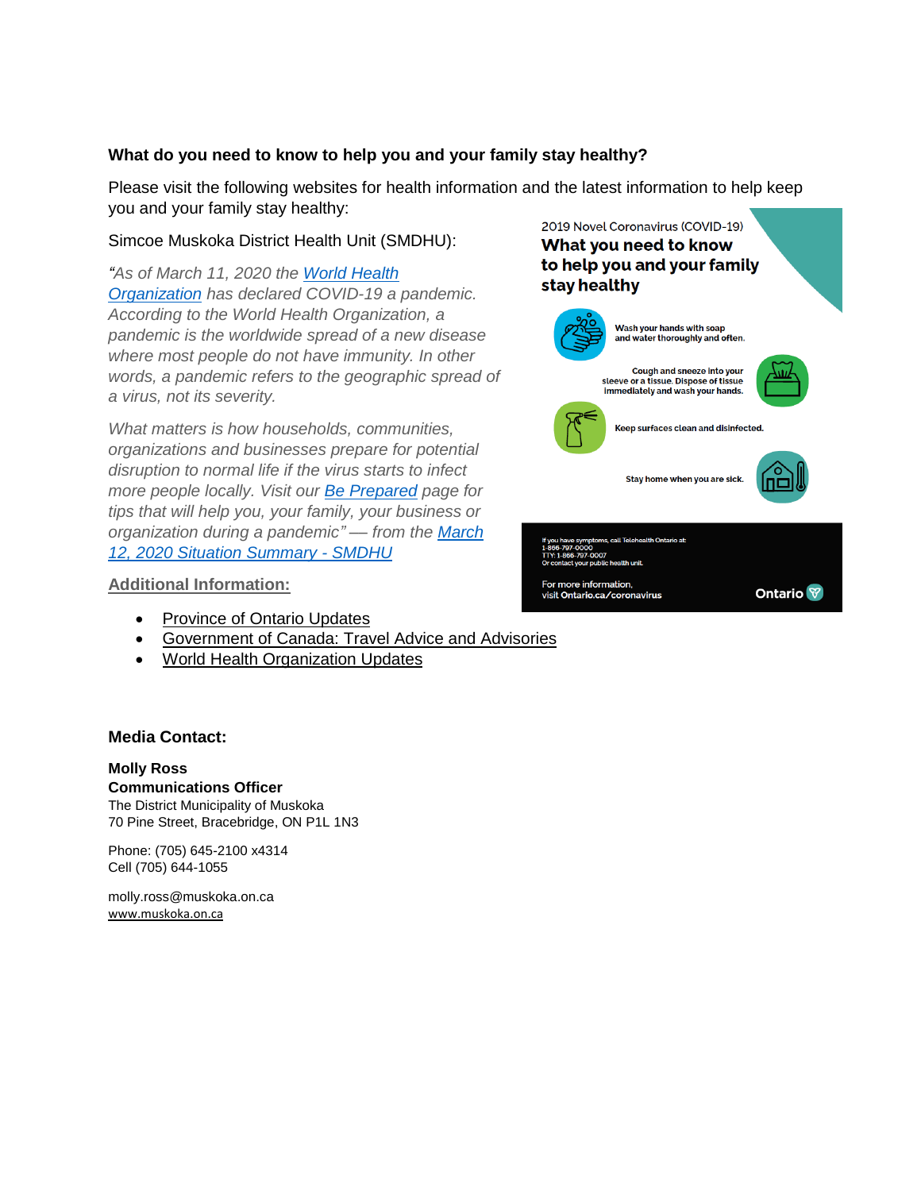**What do you need to know to help you and your family stay healthy?**

Please visit the following websites for health information and the latest information to help keep you and your family stay healthy:

Simcoe Muskoka District Health Unit (SMDHU):

*"As of March 11, 2020 the [World Health Organization]() has declared COVID-19 a pandemic. According to the World Health Organization, a pandemic is the worldwide spread of a new disease where most people do not have immunity. In other words, a pandemic refers to the geographic spread of a virus, not its severity.*

*What matters is how households, communities, organizations and businesses prepare for potential disruption to normal life if the virus starts to infect more people locally. Visit our [Be Prepared]() page for tips that will help you, your family, your business or organization during a pandemic" — from the [March 12, 2020 Situation Summary - SMDHU]()*

2019 Novel Coronavirus (COVID-19)

**What you need to know to help you and your family stay healthy**

Wash your hands with soap and water thoroughly and often.

Cough and sneeze into your sleeve or a tissue. Dispose of tissue immediately and wash your hands.

Keep surfaces clean and disinfected.

Stay home when you are sick.

If you have symptoms, call Telehealth Ontario at: 1-866-797-0000
TTY: 1-866-797-0007
Or contact your public health unit.

For more information, visit Ontario.ca/coronavirus

Ontario

**Additional Information:**

- Province of Ontario Updates
- Government of Canada: Travel Advice and Advisories
- World Health Organization Updates

**Media Contact:**

**Molly Ross**
**Communications Officer**
The District Municipality of Muskoka
70 Pine Street, Bracebridge, ON P1L 1N3

Phone: (705) 645-2100 x4314
Cell (705) 644-1055

molly.ross@muskoka.on.ca
www.muskoka.on.ca